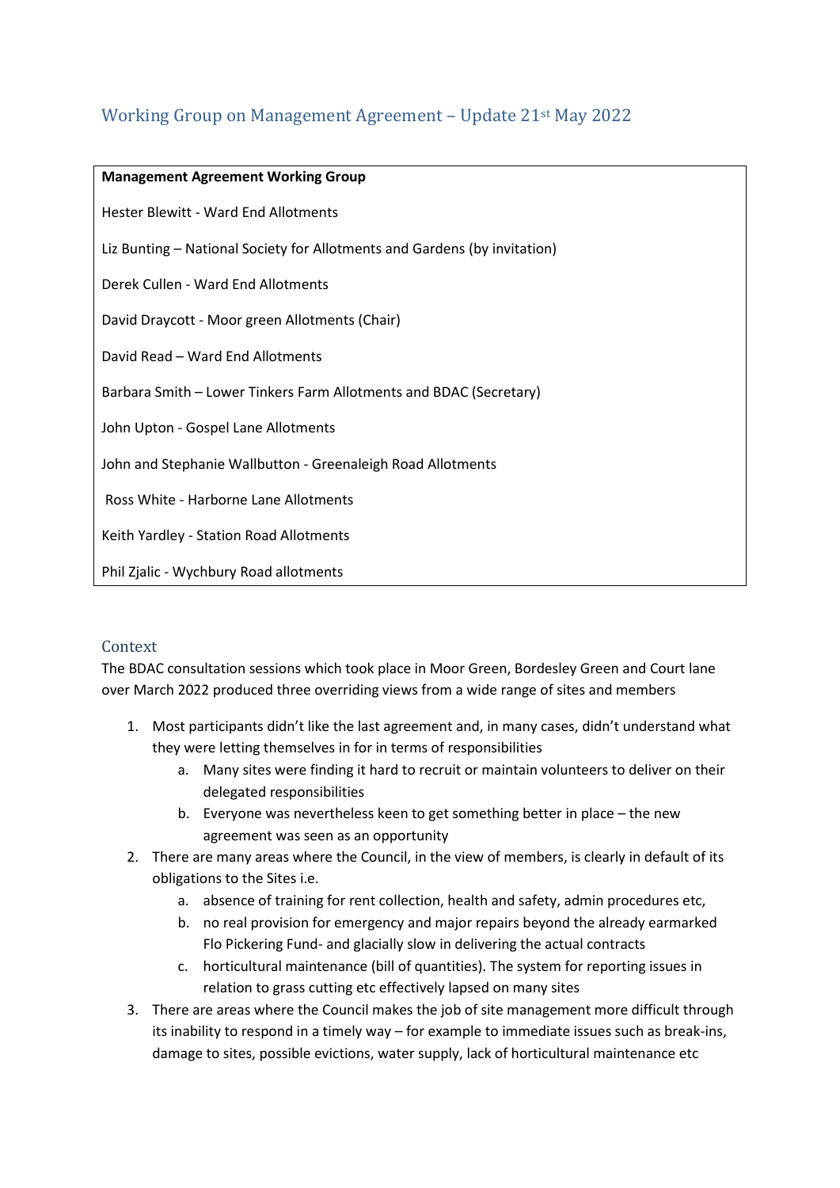## Working Group on Management Agreement – Update 21st May 2022

| **Management Agreement Working Group** |
|---|
| Hester Blewitt - Ward End Allotments |
| Liz Bunting – National Society for Allotments and Gardens (by invitation) |
| Derek Cullen - Ward End Allotments |
| David Draycott - Moor green Allotments (Chair) |
| David Read – Ward End Allotments |
| Barbara Smith – Lower Tinkers Farm Allotments and BDAC (Secretary) |
| John Upton - Gospel Lane Allotments |
| John and Stephanie Wallbutton - Greenaleigh Road Allotments |
| Ross White - Harborne Lane Allotments |
| Keith Yardley - Station Road Allotments |
| Phil Zjalic - Wychbury Road allotments |

### Context

The BDAC consultation sessions which took place in Moor Green, Bordesley Green and Court lane over March 2022 produced three overriding views from a wide range of sites and members

1. Most participants didn't like the last agreement and, in many cases, didn't understand what they were letting themselves in for in terms of responsibilities
   a. Many sites were finding it hard to recruit or maintain volunteers to deliver on their delegated responsibilities
   b. Everyone was nevertheless keen to get something better in place – the new agreement was seen as an opportunity
2. There are many areas where the Council, in the view of members, is clearly in default of its obligations to the Sites i.e.
   a. absence of training for rent collection, health and safety, admin procedures etc,
   b. no real provision for emergency and major repairs beyond the already earmarked Flo Pickering Fund- and glacially slow in delivering the actual contracts
   c. horticultural maintenance (bill of quantities). The system for reporting issues in relation to grass cutting etc effectively lapsed on many sites
3. There are areas where the Council makes the job of site management more difficult through its inability to respond in a timely way – for example to immediate issues such as break-ins, damage to sites, possible evictions, water supply, lack of horticultural maintenance etc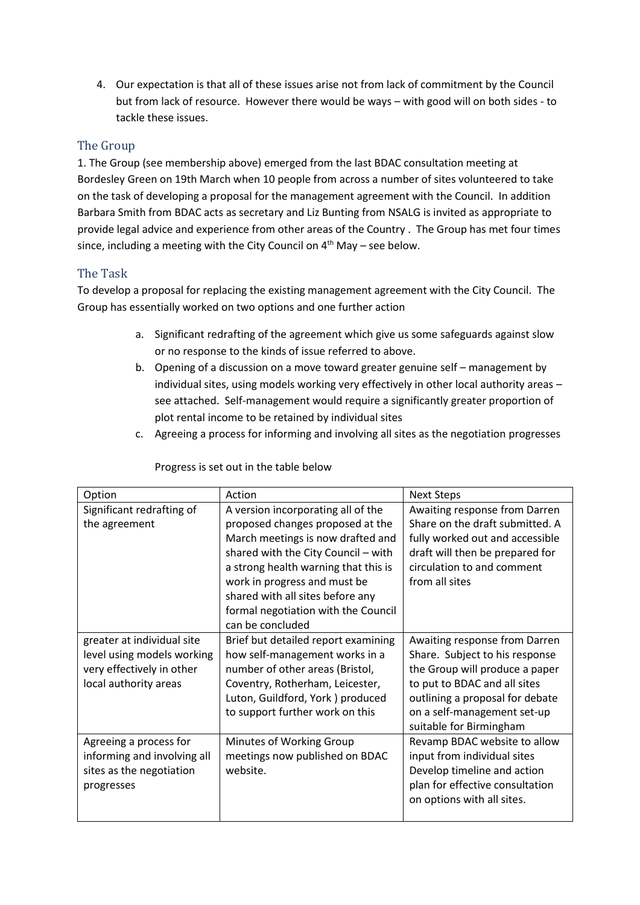4. Our expectation is that all of these issues arise not from lack of commitment by the Council but from lack of resource. However there would be ways – with good will on both sides - to tackle these issues.

## The Group

1. The Group (see membership above) emerged from the last BDAC consultation meeting at Bordesley Green on 19th March when 10 people from across a number of sites volunteered to take on the task of developing a proposal for the management agreement with the Council. In addition Barbara Smith from BDAC acts as secretary and Liz Bunting from NSALG is invited as appropriate to provide legal advice and experience from other areas of the Country . The Group has met four times since, including a meeting with the City Council on 4th May – see below.

## The Task

To develop a proposal for replacing the existing management agreement with the City Council. The Group has essentially worked on two options and one further action

a. Significant redrafting of the agreement which give us some safeguards against slow or no response to the kinds of issue referred to above.
b. Opening of a discussion on a move toward greater genuine self – management by individual sites, using models working very effectively in other local authority areas – see attached. Self-management would require a significantly greater proportion of plot rental income to be retained by individual sites
c. Agreeing a process for informing and involving all sites as the negotiation progresses

Progress is set out in the table below

| Option | Action | Next Steps |
|---|---|---|
| Significant redrafting of the agreement | A version incorporating all of the proposed changes proposed at the March meetings is now drafted and shared with the City Council – with a strong health warning that this is work in progress and must be shared with all sites before any formal negotiation with the Council can be concluded | Awaiting response from Darren Share on the draft submitted. A fully worked out and accessible draft will then be prepared for circulation to and comment from all sites |
| greater at individual site level using models working very effectively in other local authority areas | Brief but detailed report examining how self-management works in a number of other areas (Bristol, Coventry, Rotherham, Leicester, Luton, Guildford, York ) produced to support further work on this | Awaiting response from Darren Share. Subject to his response the Group will produce a paper to put to BDAC and all sites outlining a proposal for debate on a self-management set-up suitable for Birmingham |
| Agreeing a process for informing and involving all sites as the negotiation progresses | Minutes of Working Group meetings now published on BDAC website. | Revamp BDAC website to allow input from individual sites Develop timeline and action plan for effective consultation on options with all sites. |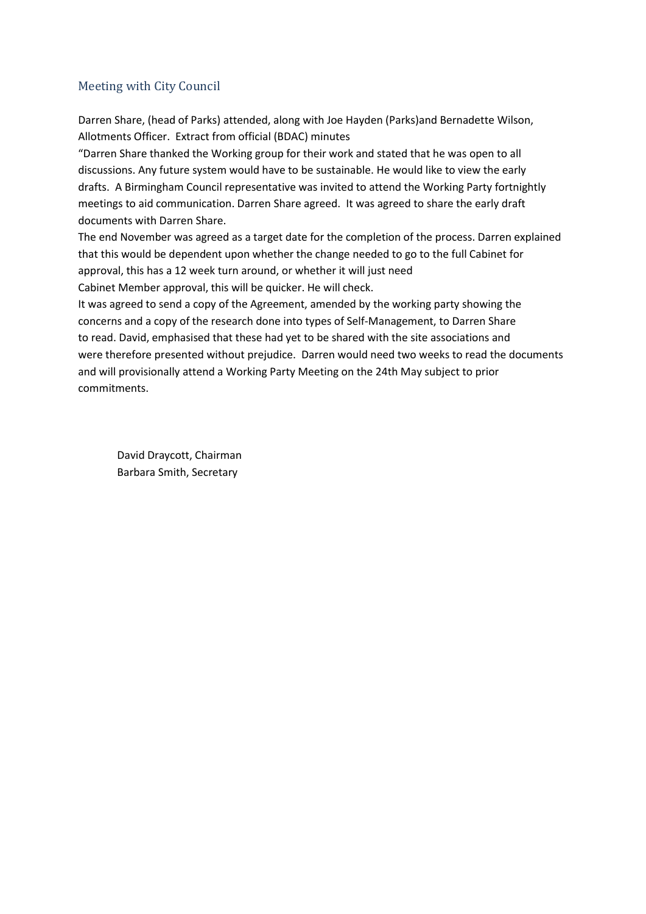## Meeting with City Council

Darren Share, (head of Parks) attended, along with Joe Hayden (Parks)and Bernadette Wilson, Allotments Officer. Extract from official (BDAC) minutes

"Darren Share thanked the Working group for their work and stated that he was open to all discussions. Any future system would have to be sustainable. He would like to view the early drafts. A Birmingham Council representative was invited to attend the Working Party fortnightly meetings to aid communication. Darren Share agreed. It was agreed to share the early draft documents with Darren Share.

The end November was agreed as a target date for the completion of the process. Darren explained that this would be dependent upon whether the change needed to go to the full Cabinet for approval, this has a 12 week turn around, or whether it will just need Cabinet Member approval, this will be quicker. He will check.

It was agreed to send a copy of the Agreement, amended by the working party showing the concerns and a copy of the research done into types of Self-Management, to Darren Share to read. David, emphasised that these had yet to be shared with the site associations and were therefore presented without prejudice. Darren would need two weeks to read the documents and will provisionally attend a Working Party Meeting on the 24th May subject to prior commitments.

David Draycott, Chairman
Barbara Smith, Secretary